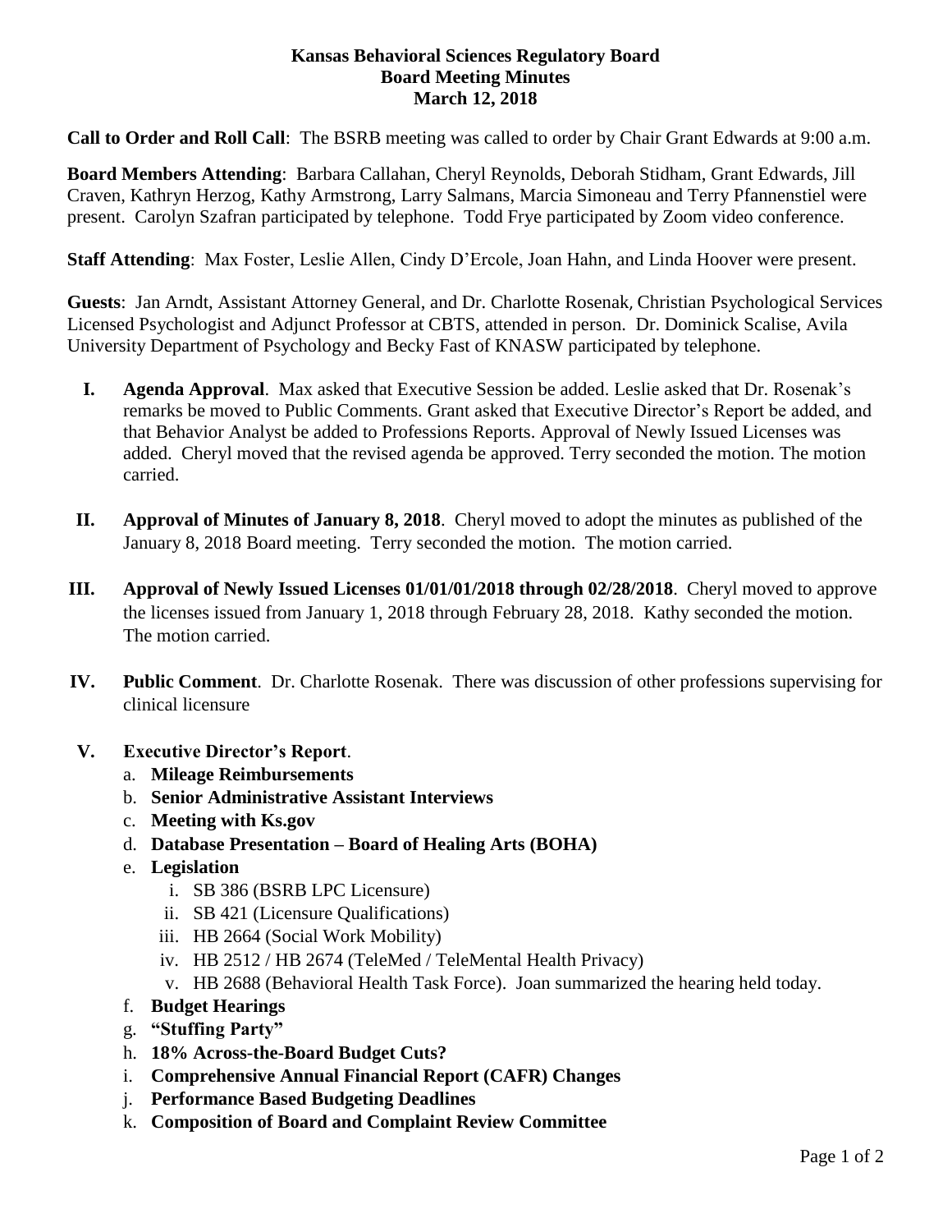**Kansas Behavioral Sciences Regulatory Board**
**Board Meeting Minutes**
**March 12, 2018**

**Call to Order and Roll Call**: The BSRB meeting was called to order by Chair Grant Edwards at 9:00 a.m.

**Board Members Attending**: Barbara Callahan, Cheryl Reynolds, Deborah Stidham, Grant Edwards, Jill Craven, Kathryn Herzog, Kathy Armstrong, Larry Salmans, Marcia Simoneau and Terry Pfannenstiel were present. Carolyn Szafran participated by telephone. Todd Frye participated by Zoom video conference.

**Staff Attending**: Max Foster, Leslie Allen, Cindy D'Ercole, Joan Hahn, and Linda Hoover were present.

**Guests**: Jan Arndt, Assistant Attorney General, and Dr. Charlotte Rosenak, Christian Psychological Services Licensed Psychologist and Adjunct Professor at CBTS, attended in person. Dr. Dominick Scalise, Avila University Department of Psychology and Becky Fast of KNASW participated by telephone.

I. **Agenda Approval**. Max asked that Executive Session be added. Leslie asked that Dr. Rosenak's remarks be moved to Public Comments. Grant asked that Executive Director's Report be added, and that Behavior Analyst be added to Professions Reports. Approval of Newly Issued Licenses was added. Cheryl moved that the revised agenda be approved. Terry seconded the motion. The motion carried.

II. **Approval of Minutes of January 8, 2018**. Cheryl moved to adopt the minutes as published of the January 8, 2018 Board meeting. Terry seconded the motion. The motion carried.

III. **Approval of Newly Issued Licenses 01/01/01/2018 through 02/28/2018**. Cheryl moved to approve the licenses issued from January 1, 2018 through February 28, 2018. Kathy seconded the motion. The motion carried.

IV. **Public Comment**. Dr. Charlotte Rosenak. There was discussion of other professions supervising for clinical licensure

V. **Executive Director's Report**.
   a. **Mileage Reimbursements**
   b. **Senior Administrative Assistant Interviews**
   c. **Meeting with Ks.gov**
   d. **Database Presentation – Board of Healing Arts (BOHA)**
   e. **Legislation**
      i. SB 386 (BSRB LPC Licensure)
      ii. SB 421 (Licensure Qualifications)
      iii. HB 2664 (Social Work Mobility)
      iv. HB 2512 / HB 2674 (TeleMed / TeleMental Health Privacy)
      v. HB 2688 (Behavioral Health Task Force). Joan summarized the hearing held today.
   f. **Budget Hearings**
   g. **"Stuffing Party"**
   h. **18% Across-the-Board Budget Cuts?**
   i. **Comprehensive Annual Financial Report (CAFR) Changes**
   j. **Performance Based Budgeting Deadlines**
   k. **Composition of Board and Complaint Review Committee**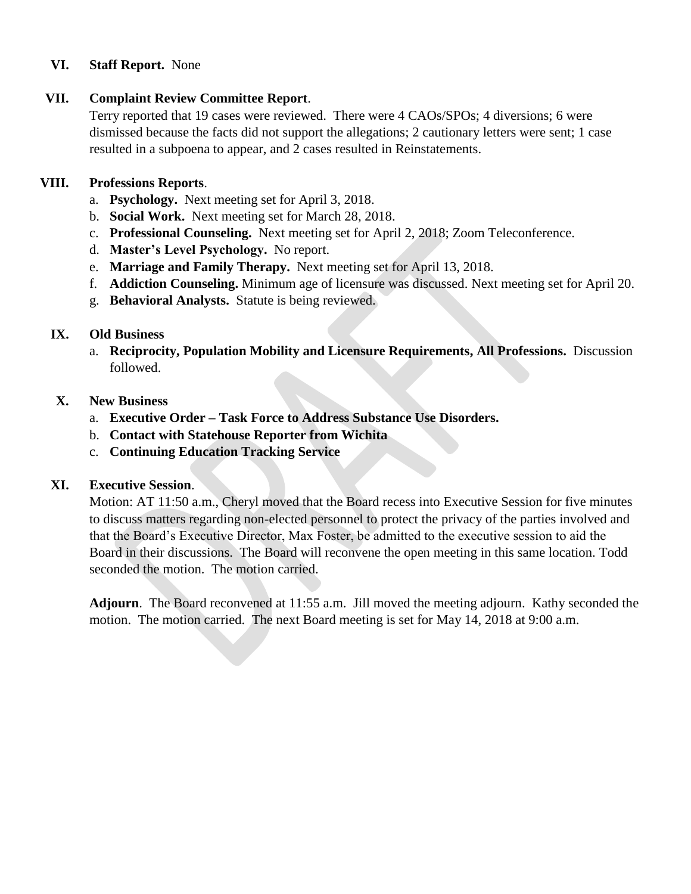**VI. Staff Report.** None

**VII. Complaint Review Committee Report**.

Terry reported that 19 cases were reviewed. There were 4 CAOs/SPOs; 4 diversions; 6 were dismissed because the facts did not support the allegations; 2 cautionary letters were sent; 1 case resulted in a subpoena to appear, and 2 cases resulted in Reinstatements.

**VIII. Professions Reports**.

a. **Psychology.** Next meeting set for April 3, 2018.
b. **Social Work.** Next meeting set for March 28, 2018.
c. **Professional Counseling.** Next meeting set for April 2, 2018; Zoom Teleconference.
d. **Master's Level Psychology.** No report.
e. **Marriage and Family Therapy.** Next meeting set for April 13, 2018.
f. **Addiction Counseling.** Minimum age of licensure was discussed. Next meeting set for April 20.
g. **Behavioral Analysts.** Statute is being reviewed.

**IX. Old Business**

a. **Reciprocity, Population Mobility and Licensure Requirements, All Professions.** Discussion followed.

**X. New Business**

a. **Executive Order – Task Force to Address Substance Use Disorders.**
b. **Contact with Statehouse Reporter from Wichita**
c. **Continuing Education Tracking Service**

**XI. Executive Session**.

Motion: AT 11:50 a.m., Cheryl moved that the Board recess into Executive Session for five minutes to discuss matters regarding non-elected personnel to protect the privacy of the parties involved and that the Board's Executive Director, Max Foster, be admitted to the executive session to aid the Board in their discussions. The Board will reconvene the open meeting in this same location. Todd seconded the motion. The motion carried.

**Adjourn**. The Board reconvened at 11:55 a.m. Jill moved the meeting adjourn. Kathy seconded the motion. The motion carried. The next Board meeting is set for May 14, 2018 at 9:00 a.m.